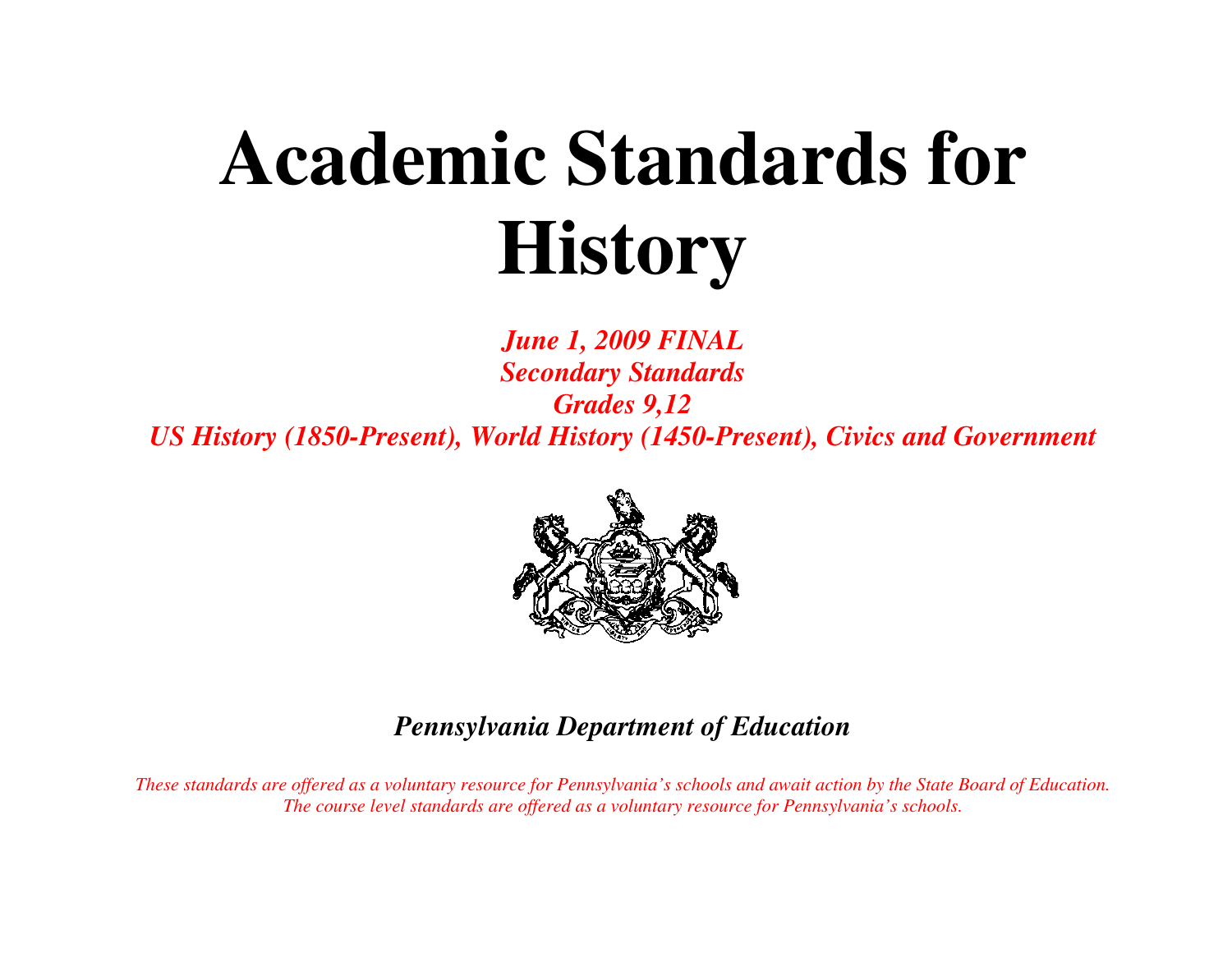# Academic Standards for History

***June 1, 2009 FINAL***
***Secondary Standards***
***Grades 9,12***
***US History (1850-Present), World History (1450-Present), Civics and Government***

***Pennsylvania Department of Education***

*These standards are offered as a voluntary resource for Pennsylvania's schools and await action by the State Board of Education.*
*The course level standards are offered as a voluntary resource for Pennsylvania's schools.*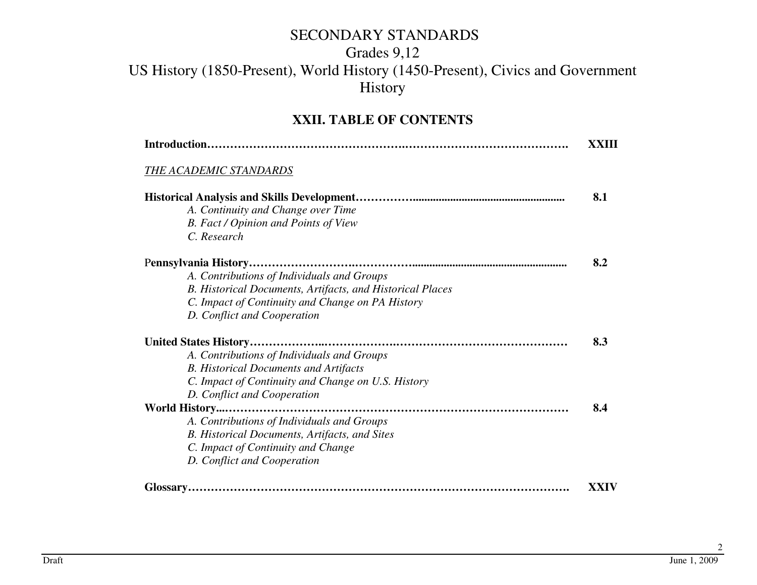# SECONDARY STANDARDS

## Grades 9,12

## US History (1850-Present), World History (1450-Present), Civics and Government History

### XXII. TABLE OF CONTENTS

**Introduction……………………………………………..…………………………………….** **XXIII**

*THE ACADEMIC STANDARDS*

**Historical Analysis and Skills Development……………......................................................** **8.1**

*A. Continuity and Change over Time*
*B. Fact / Opinion and Points of View*
*C. Research*

**Pennsylvania History……………………….……………......................................................** **8.2**

*A. Contributions of Individuals and Groups*
*B. Historical Documents, Artifacts, and Historical Places*
*C. Impact of Continuity and Change on PA History*
*D. Conflict and Cooperation*

**United States History………………..…………….………………………………………** **8.3**

*A. Contributions of Individuals and Groups*
*B. Historical Documents and Artifacts*
*C. Impact of Continuity and Change on U.S. History*
*D. Conflict and Cooperation*

**World History...……………………………………………………………………………** **8.4**

*A. Contributions of Individuals and Groups*
*B. Historical Documents, Artifacts, and Sites*
*C. Impact of Continuity and Change*
*D. Conflict and Cooperation*

**Glossary…………………………………………………………………………………….** **XXIV**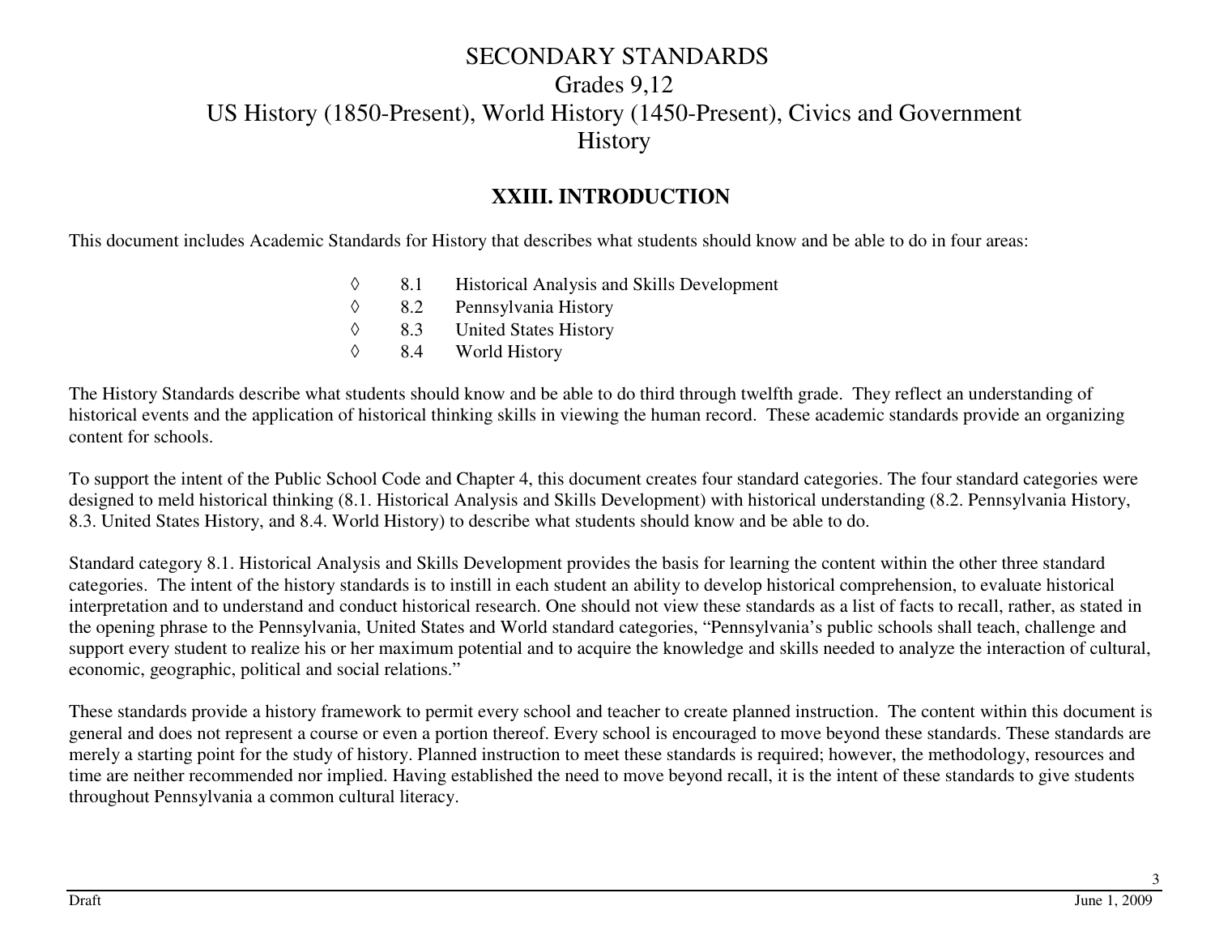# SECONDARY STANDARDS

## Grades 9,12

## US History (1850-Present), World History (1450-Present), Civics and Government

## History

### XXIII. INTRODUCTION

This document includes Academic Standards for History that describes what students should know and be able to do in four areas:

- ◊ 8.1 Historical Analysis and Skills Development
- ◊ 8.2 Pennsylvania History
- ◊ 8.3 United States History
- ◊ 8.4 World History

The History Standards describe what students should know and be able to do third through twelfth grade. They reflect an understanding of historical events and the application of historical thinking skills in viewing the human record. These academic standards provide an organizing content for schools.

To support the intent of the Public School Code and Chapter 4, this document creates four standard categories. The four standard categories were designed to meld historical thinking (8.1. Historical Analysis and Skills Development) with historical understanding (8.2. Pennsylvania History, 8.3. United States History, and 8.4. World History) to describe what students should know and be able to do.

Standard category 8.1. Historical Analysis and Skills Development provides the basis for learning the content within the other three standard categories. The intent of the history standards is to instill in each student an ability to develop historical comprehension, to evaluate historical interpretation and to understand and conduct historical research. One should not view these standards as a list of facts to recall, rather, as stated in the opening phrase to the Pennsylvania, United States and World standard categories, "Pennsylvania's public schools shall teach, challenge and support every student to realize his or her maximum potential and to acquire the knowledge and skills needed to analyze the interaction of cultural, economic, geographic, political and social relations."

These standards provide a history framework to permit every school and teacher to create planned instruction. The content within this document is general and does not represent a course or even a portion thereof. Every school is encouraged to move beyond these standards. These standards are merely a starting point for the study of history. Planned instruction to meet these standards is required; however, the methodology, resources and time are neither recommended nor implied. Having established the need to move beyond recall, it is the intent of these standards to give students throughout Pennsylvania a common cultural literacy.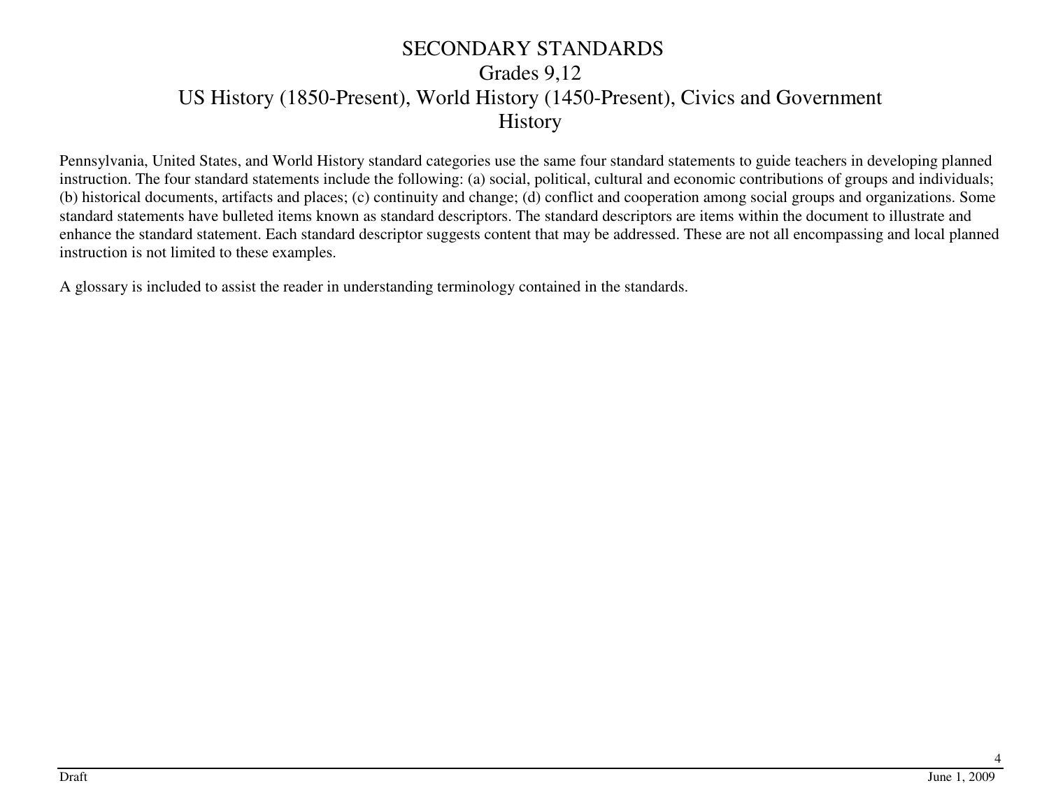# SECONDARY STANDARDS

## Grades 9,12

## US History (1850-Present), World History (1450-Present), Civics and Government

## History

Pennsylvania, United States, and World History standard categories use the same four standard statements to guide teachers in developing planned instruction. The four standard statements include the following: (a) social, political, cultural and economic contributions of groups and individuals; (b) historical documents, artifacts and places; (c) continuity and change; (d) conflict and cooperation among social groups and organizations. Some standard statements have bulleted items known as standard descriptors. The standard descriptors are items within the document to illustrate and enhance the standard statement. Each standard descriptor suggests content that may be addressed. These are not all encompassing and local planned instruction is not limited to these examples.

A glossary is included to assist the reader in understanding terminology contained in the standards.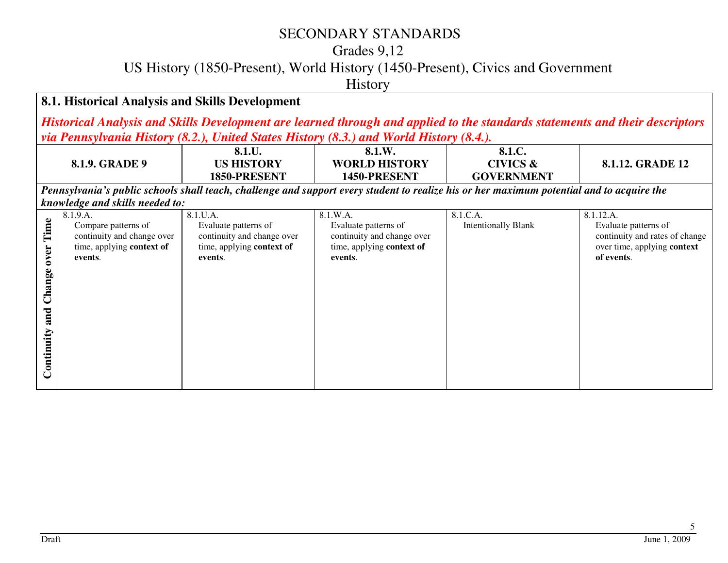# SECONDARY STANDARDS

Grades 9,12

US History (1850-Present), World History (1450-Present), Civics and Government

History

## 8.1. Historical Analysis and Skills Development

***Historical Analysis and Skills Development are learned through and applied to the standards statements and their descriptors via Pennsylvania History (8.2.), United States History (8.3.) and World History (8.4.).***

| | 8.1.9. GRADE 9 | 8.1.U. US HISTORY 1850-PRESENT | 8.1.W. WORLD HISTORY 1450-PRESENT | 8.1.C. CIVICS & GOVERNMENT | 8.1.12. GRADE 12 |
|---|---|---|---|---|---|
| ***Pennsylvania's public schools shall teach, challenge and support every student to realize his or her maximum potential and to acquire the knowledge and skills needed to:*** | | | | | |
| **Continuity and Change over Time** | 8.1.9.A. Compare patterns of continuity and change over time, applying **context of events**. | 8.1.U.A. Evaluate patterns of continuity and change over time, applying **context of events**. | 8.1.W.A. Evaluate patterns of continuity and change over time, applying **context of events**. | 8.1.C.A. Intentionally Blank | 8.1.12.A. Evaluate patterns of continuity and rates of change over time, applying **context of events**. |

Draft

June 1, 2009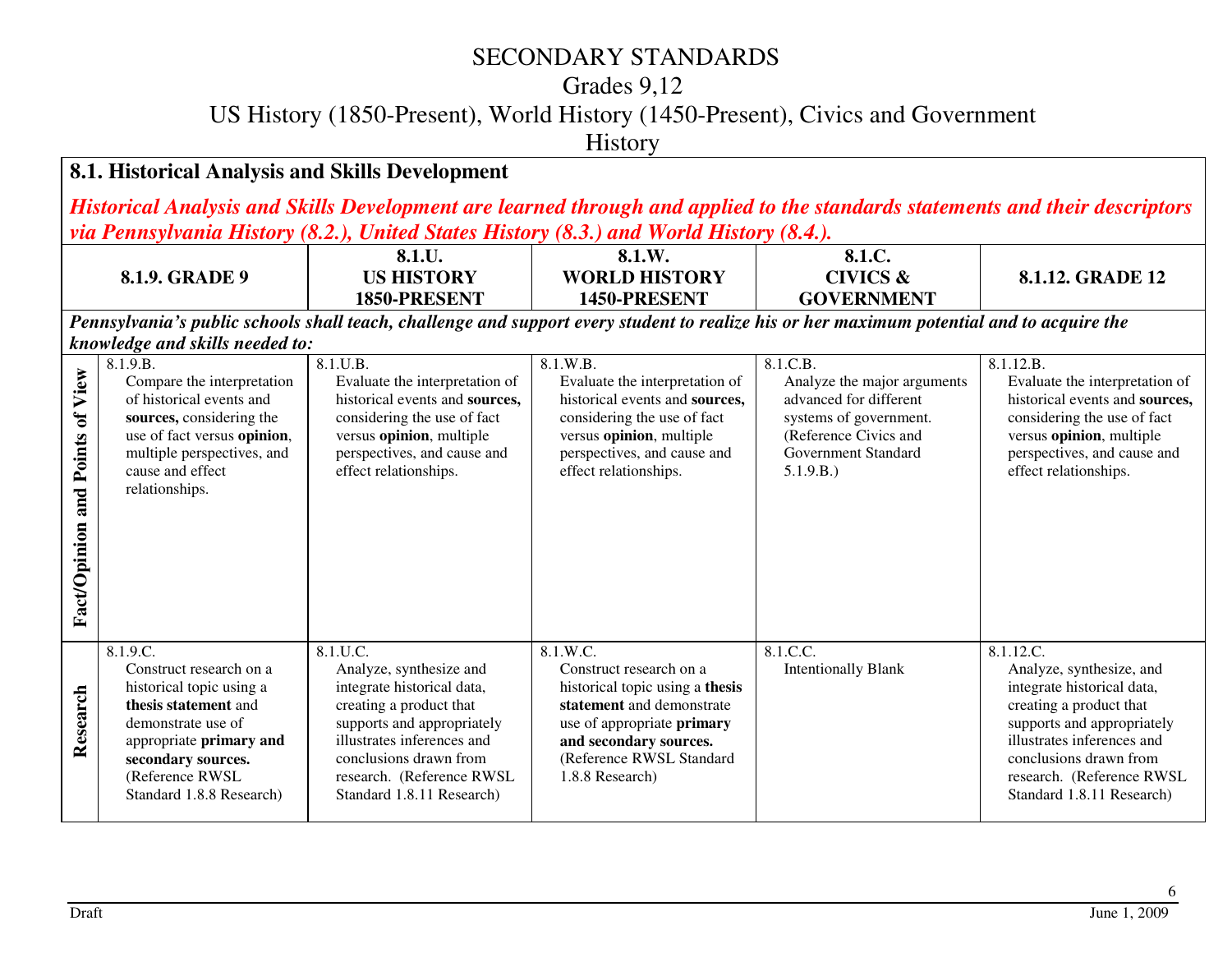# SECONDARY STANDARDS

## Grades 9,12

## US History (1850-Present), World History (1450-Present), Civics and Government

## History

### 8.1. Historical Analysis and Skills Development

***Historical Analysis and Skills Development are learned through and applied to the standards statements and their descriptors via Pennsylvania History (8.2.), United States History (8.3.) and World History (8.4.).***

| | 8.1.9. GRADE 9 | 8.1.U. US HISTORY 1850-PRESENT | 8.1.W. WORLD HISTORY 1450-PRESENT | 8.1.C. CIVICS & GOVERNMENT | 8.1.12. GRADE 12 |
|---|---|---|---|---|---|
| ***Pennsylvania's public schools shall teach, challenge and support every student to realize his or her maximum potential and to acquire the knowledge and skills needed to:*** | | | | | |
| **Fact/Opinion and Points of View** | 8.1.9.B. Compare the interpretation of historical events and **sources,** considering the use of fact versus **opinion**, multiple perspectives, and cause and effect relationships. | 8.1.U.B. Evaluate the interpretation of historical events and **sources,** considering the use of fact versus **opinion**, multiple perspectives, and cause and effect relationships. | 8.1.W.B. Evaluate the interpretation of historical events and **sources,** considering the use of fact versus **opinion**, multiple perspectives, and cause and effect relationships. | 8.1.C.B. Analyze the major arguments advanced for different systems of government. (Reference Civics and Government Standard 5.1.9.B.) | 8.1.12.B. Evaluate the interpretation of historical events and **sources,** considering the use of fact versus **opinion**, multiple perspectives, and cause and effect relationships. |
| **Research** | 8.1.9.C. Construct research on a historical topic using a **thesis statement** and demonstrate use of appropriate **primary and secondary sources.** (Reference RWSL Standard 1.8.8 Research) | 8.1.U.C. Analyze, synthesize and integrate historical data, creating a product that supports and appropriately illustrates inferences and conclusions drawn from research. (Reference RWSL Standard 1.8.11 Research) | 8.1.W.C. Construct research on a historical topic using a **thesis statement** and demonstrate use of appropriate **primary and secondary sources.** (Reference RWSL Standard 1.8.8 Research) | 8.1.C.C. Intentionally Blank | 8.1.12.C. Analyze, synthesize, and integrate historical data, creating a product that supports and appropriately illustrates inferences and conclusions drawn from research. (Reference RWSL Standard 1.8.11 Research) |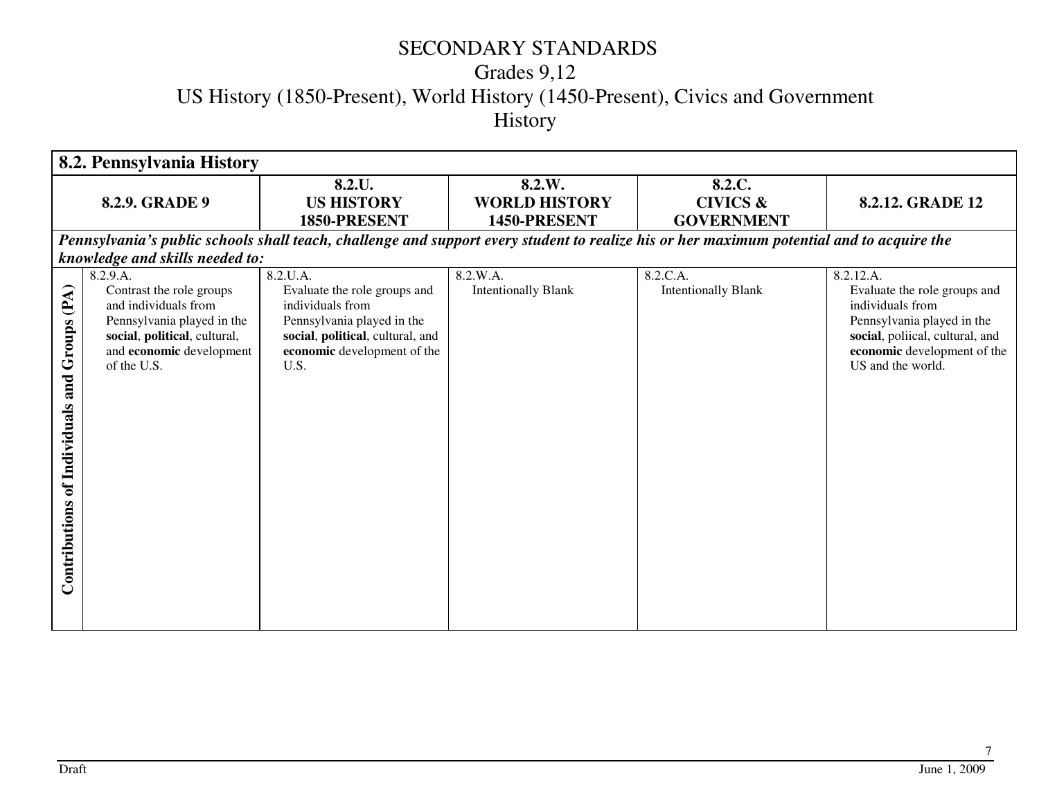# SECONDARY STANDARDS
## Grades 9,12
## US History (1850-Present), World History (1450-Present), Civics and Government
## History

| 8.2. Pennsylvania History | | | | | |
|---|---|---|---|---|---|
| | **8.2.9. GRADE 9** | **8.2.U. US HISTORY 1850-PRESENT** | **8.2.W. WORLD HISTORY 1450-PRESENT** | **8.2.C. CIVICS & GOVERNMENT** | **8.2.12. GRADE 12** |
| ***Pennsylvania's public schools shall teach, challenge and support every student to realize his or her maximum potential and to acquire the knowledge and skills needed to:*** | | | | | |
| **Contributions of Individuals and Groups (PA)** | 8.2.9.A. Contrast the role groups and individuals from Pennsylvania played in the **social**, **political**, cultural, and **economic** development of the U.S. | 8.2.U.A. Evaluate the role groups and individuals from Pennsylvania played in the **social**, **political**, cultural, and **economic** development of the U.S. | 8.2.W.A. Intentionally Blank | 8.2.C.A. Intentionally Blank | 8.2.12.A. Evaluate the role groups and individuals from Pennsylvania played in the **social**, poliical, cultural, and **economic** development of the US and the world. |

Draft June 1, 2009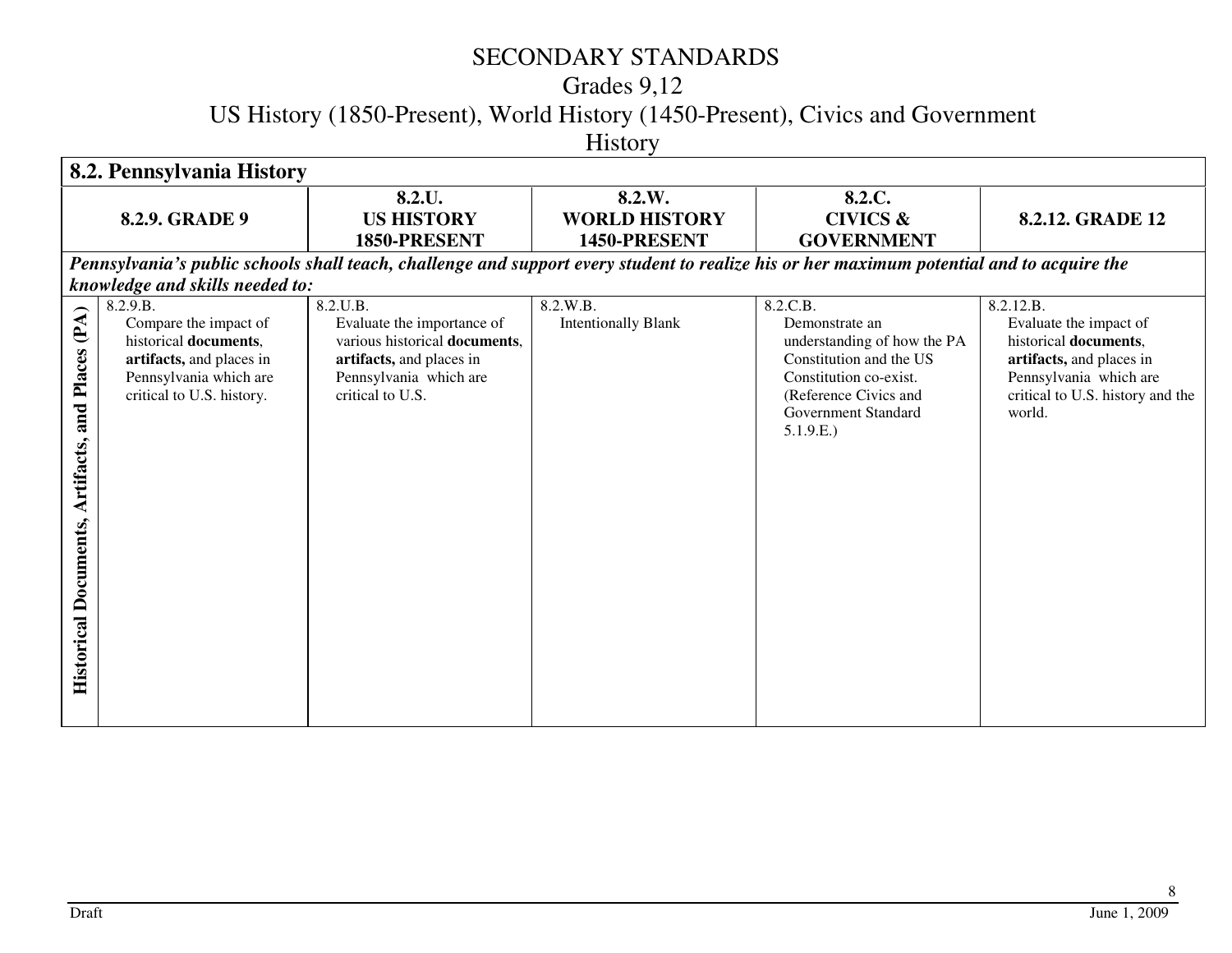# SECONDARY STANDARDS
## Grades 9,12
## US History (1850-Present), World History (1450-Present), Civics and Government
## History

| **8.2. Pennsylvania History** | | | | | |
|---|---|---|---|---|---|
| | **8.2.9. GRADE 9** | **8.2.U. US HISTORY 1850-PRESENT** | **8.2.W. WORLD HISTORY 1450-PRESENT** | **8.2.C. CIVICS & GOVERNMENT** | **8.2.12. GRADE 12** |
| ***Pennsylvania's public schools shall teach, challenge and support every student to realize his or her maximum potential and to acquire the knowledge and skills needed to:*** | | | | | |
| **Historical Documents, Artifacts, and Places (PA)** | 8.2.9.B. Compare the impact of historical **documents**, **artifacts,** and places in Pennsylvania which are critical to U.S. history. | 8.2.U.B. Evaluate the importance of various historical **documents**, **artifacts,** and places in Pennsylvania which are critical to U.S. | 8.2.W.B. Intentionally Blank | 8.2.C.B. Demonstrate an understanding of how the PA Constitution and the US Constitution co-exist. (Reference Civics and Government Standard 5.1.9.E.) | 8.2.12.B. Evaluate the impact of historical **documents**, **artifacts,** and places in Pennsylvania which are critical to U.S. history and the world. |

Draft

June 1, 2009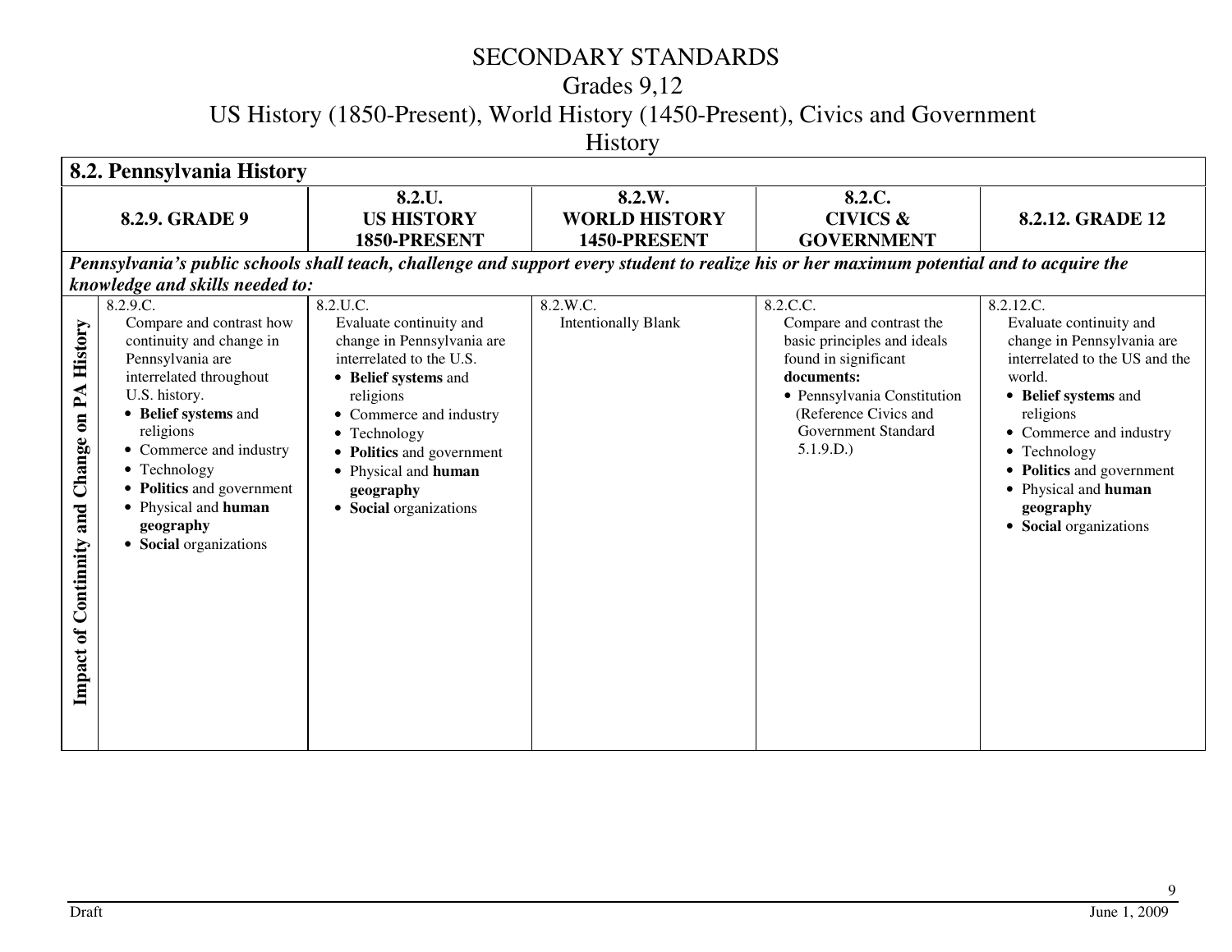# SECONDARY STANDARDS

## Grades 9,12

## US History (1850-Present), World History (1450-Present), Civics and Government

## History

| **8.2. Pennsylvania History** | | | | | |
|---|---|---|---|---|---|
| | **8.2.9. GRADE 9** | **8.2.U. US HISTORY 1850-PRESENT** | **8.2.W. WORLD HISTORY 1450-PRESENT** | **8.2.C. CIVICS & GOVERNMENT** | **8.2.12. GRADE 12** |
| ***Pennsylvania's public schools shall teach, challenge and support every student to realize his or her maximum potential and to acquire the knowledge and skills needed to:*** | | | | | |
| **Impact of Continnity and Change on PA History** | 8.2.9.C. Compare and contrast how continuity and change in Pennsylvania are interrelated throughout U.S. history.<br>• **Belief systems** and religions<br>• Commerce and industry<br>• Technology<br>• **Politics** and government<br>• Physical and **human geography**<br>• **Social** organizations | 8.2.U.C. Evaluate continuity and change in Pennsylvania are interrelated to the U.S.<br>• **Belief systems** and religions<br>• Commerce and industry<br>• Technology<br>• **Politics** and government<br>• Physical and **human geography**<br>• **Social** organizations | 8.2.W.C. Intentionally Blank | 8.2.C.C. Compare and contrast the basic principles and ideals found in significant **documents:**<br>• Pennsylvania Constitution (Reference Civics and Government Standard 5.1.9.D.) | 8.2.12.C. Evaluate continuity and change in Pennsylvania are interrelated to the US and the world.<br>• **Belief systems** and religions<br>• Commerce and industry<br>• Technology<br>• **Politics** and government<br>• Physical and **human geography**<br>• **Social** organizations |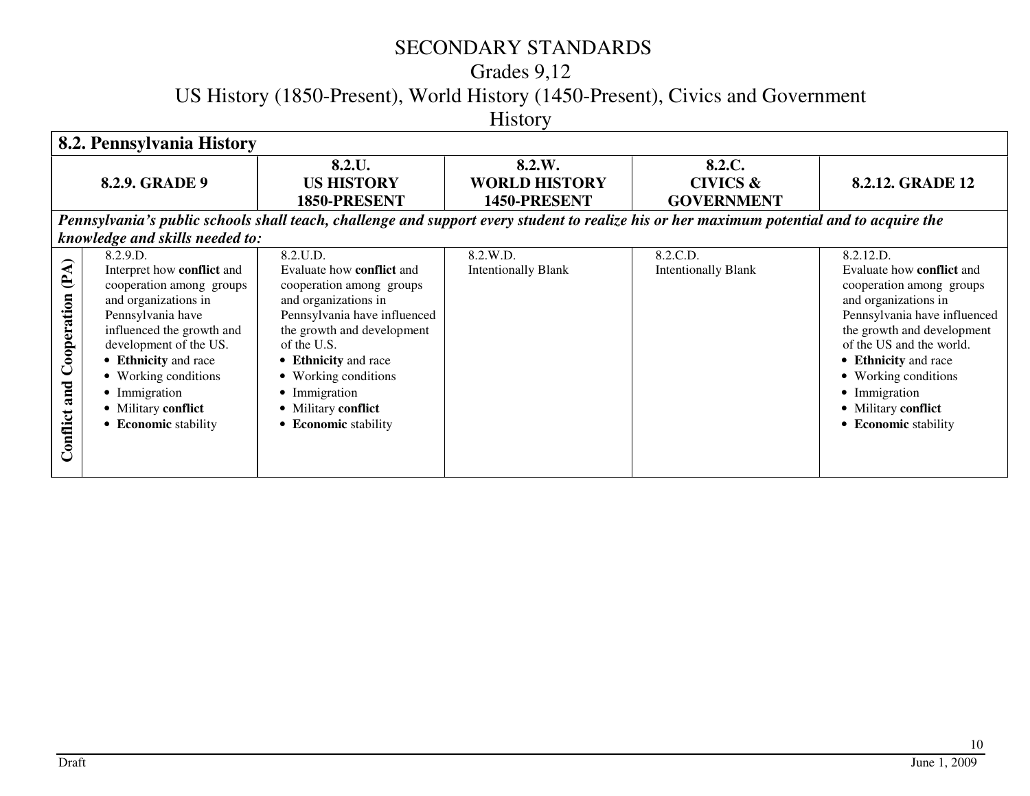# SECONDARY STANDARDS

## Grades 9,12

## US History (1850-Present), World History (1450-Present), Civics and Government

## History

| **8.2. Pennsylvania History** | | | | | |
|---|---|---|---|---|---|
| | **8.2.9. GRADE 9** | **8.2.U. US HISTORY 1850-PRESENT** | **8.2.W. WORLD HISTORY 1450-PRESENT** | **8.2.C. CIVICS & GOVERNMENT** | **8.2.12. GRADE 12** |
| ***Pennsylvania's public schools shall teach, challenge and support every student to realize his or her maximum potential and to acquire the knowledge and skills needed to:*** | | | | | |
| **Conflict and Cooperation (PA)** | 8.2.9.D. Interpret how **conflict** and cooperation among groups and organizations in Pennsylvania have influenced the growth and development of the US. <br>• **Ethnicity** and race <br>• Working conditions <br>• Immigration <br>• Military **conflict** <br>• **Economic** stability | 8.2.U.D. Evaluate how **conflict** and cooperation among groups and organizations in Pennsylvania have influenced the growth and development of the U.S. <br>• **Ethnicity** and race <br>• Working conditions <br>• Immigration <br>• Military **conflict** <br>• **Economic** stability | 8.2.W.D. Intentionally Blank | 8.2.C.D. Intentionally Blank | 8.2.12.D. Evaluate how **conflict** and cooperation among groups and organizations in Pennsylvania have influenced the growth and development of the US and the world. <br>• **Ethnicity** and race <br>• Working conditions <br>• Immigration <br>• Military **conflict** <br>• **Economic** stability |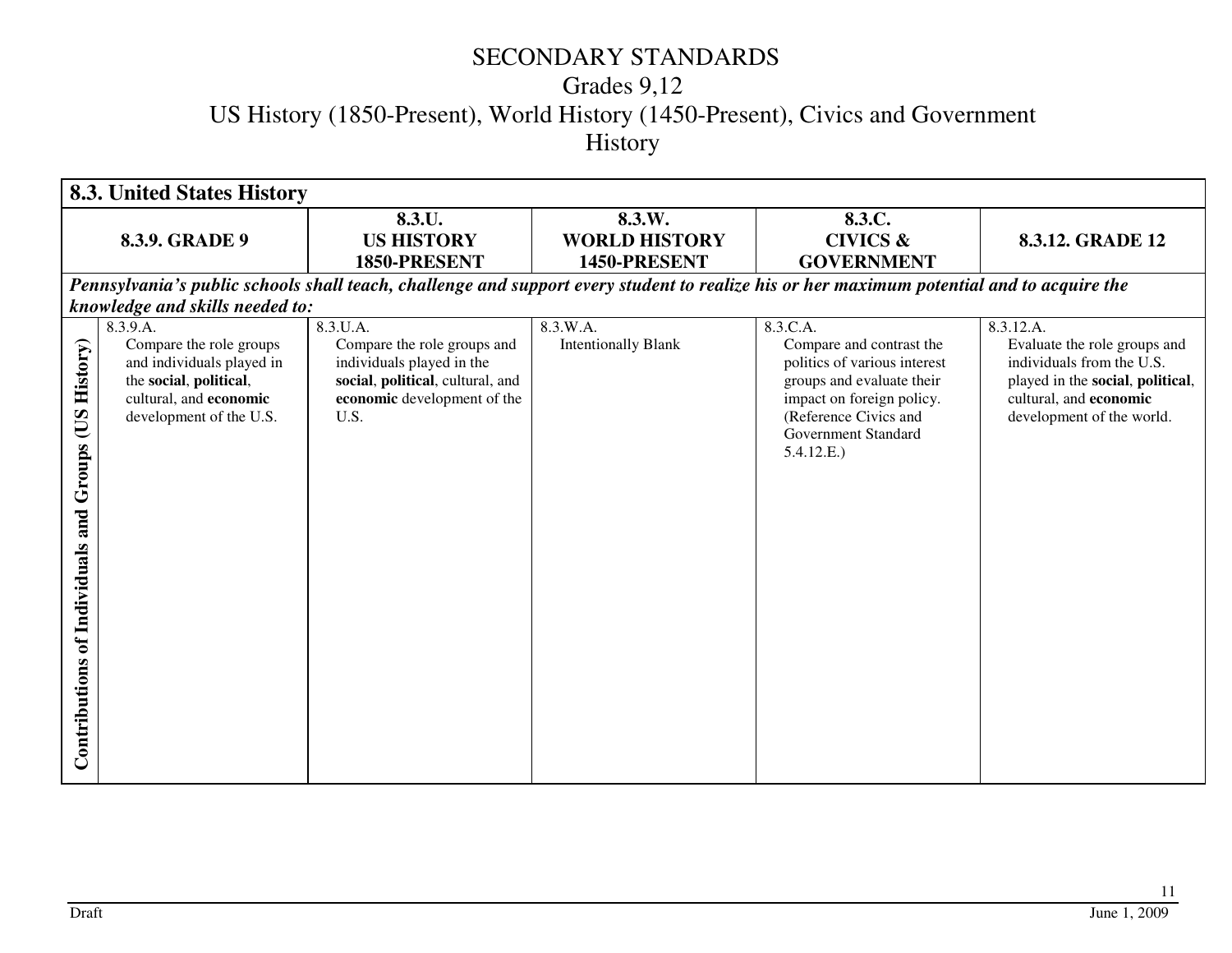# SECONDARY STANDARDS
## Grades 9,12
## US History (1850-Present), World History (1450-Present), Civics and Government
## History

| 8.3. United States History | | | | | |
|---|---|---|---|---|---|
| | **8.3.9. GRADE 9** | **8.3.U. US HISTORY 1850-PRESENT** | **8.3.W. WORLD HISTORY 1450-PRESENT** | **8.3.C. CIVICS & GOVERNMENT** | **8.3.12. GRADE 12** |
| ***Pennsylvania's public schools shall teach, challenge and support every student to realize his or her maximum potential and to acquire the knowledge and skills needed to:*** | | | | | |
| **Contributions of Individuals and Groups (US History)** | 8.3.9.A. Compare the role groups and individuals played in the **social**, **political**, cultural, and **economic** development of the U.S. | 8.3.U.A. Compare the role groups and individuals played in the **social**, **political**, cultural, and **economic** development of the U.S. | 8.3.W.A. Intentionally Blank | 8.3.C.A. Compare and contrast the politics of various interest groups and evaluate their impact on foreign policy. (Reference Civics and Government Standard 5.4.12.E.) | 8.3.12.A. Evaluate the role groups and individuals from the U.S. played in the **social**, **political**, cultural, and **economic** development of the world. |

Draft June 1, 2009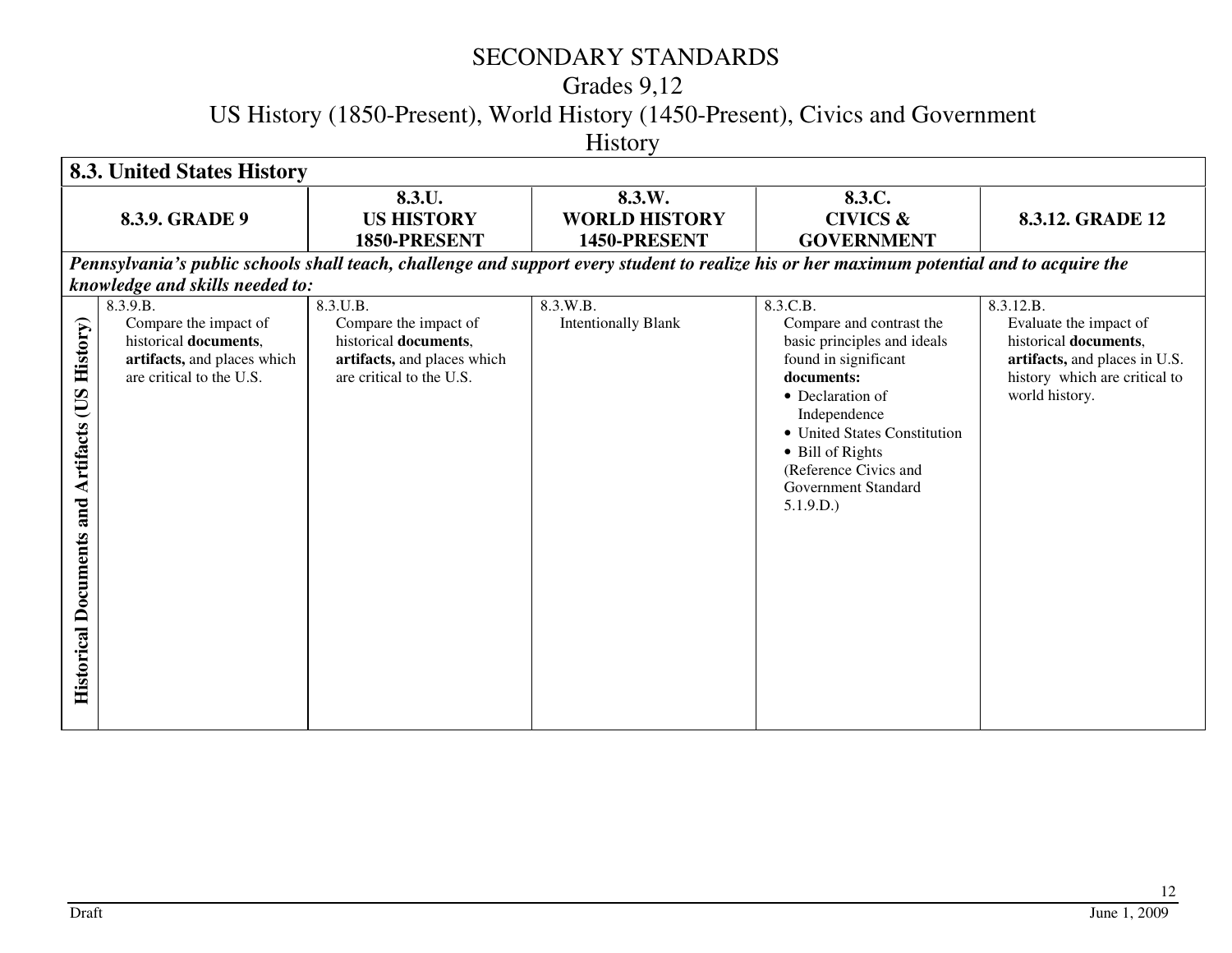# SECONDARY STANDARDS
## Grades 9,12
## US History (1850-Present), World History (1450-Present), Civics and Government
## History

| 8.3. United States History | | | | | |
|---|---|---|---|---|---|
| | **8.3.9. GRADE 9** | **8.3.U. US HISTORY 1850-PRESENT** | **8.3.W. WORLD HISTORY 1450-PRESENT** | **8.3.C. CIVICS & GOVERNMENT** | **8.3.12. GRADE 12** |
| ***Pennsylvania's public schools shall teach, challenge and support every student to realize his or her maximum potential and to acquire the knowledge and skills needed to:*** | | | | | |
| **Historical Documents and Artifacts (US History)** | 8.3.9.B. Compare the impact of historical **documents**, **artifacts,** and places which are critical to the U.S. | 8.3.U.B. Compare the impact of historical **documents**, **artifacts,** and places which are critical to the U.S. | 8.3.W.B. Intentionally Blank | 8.3.C.B. Compare and contrast the basic principles and ideals found in significant **documents:** <br>• Declaration of Independence <br>• United States Constitution <br>• Bill of Rights <br>(Reference Civics and Government Standard 5.1.9.D.) | 8.3.12.B. Evaluate the impact of historical **documents**, **artifacts,** and places in U.S. history which are critical to world history. |

Draft

June 1, 2009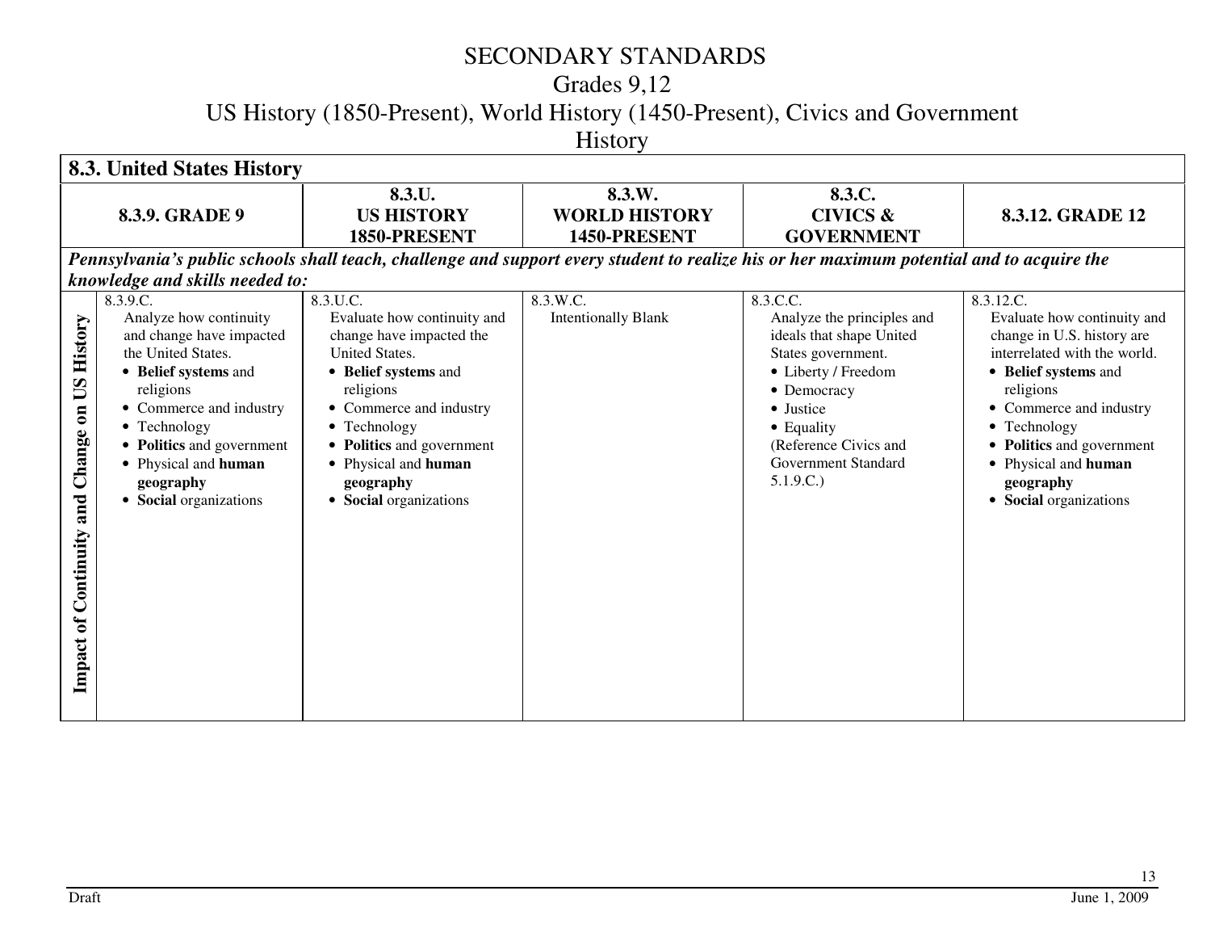# SECONDARY STANDARDS

## Grades 9,12

## US History (1850-Present), World History (1450-Present), Civics and Government

## History

| 8.3. United States History | | | | | |
|---|---|---|---|---|---|
| | **8.3.9. GRADE 9** | **8.3.U. US HISTORY 1850-PRESENT** | **8.3.W. WORLD HISTORY 1450-PRESENT** | **8.3.C. CIVICS & GOVERNMENT** | **8.3.12. GRADE 12** |
| ***Pennsylvania's public schools shall teach, challenge and support every student to realize his or her maximum potential and to acquire the knowledge and skills needed to:*** | | | | | |
| **Impact of Continuity and Change on US History** | 8.3.9.C. Analyze how continuity and change have impacted the United States.<br>• **Belief systems** and religions<br>• Commerce and industry<br>• Technology<br>• **Politics** and government<br>• Physical and **human geography**<br>• **Social** organizations | 8.3.U.C. Evaluate how continuity and change have impacted the United States.<br>• **Belief systems** and religions<br>• Commerce and industry<br>• Technology<br>• **Politics** and government<br>• Physical and **human geography**<br>• **Social** organizations | 8.3.W.C. Intentionally Blank | 8.3.C.C. Analyze the principles and ideals that shape United States government.<br>• Liberty / Freedom<br>• Democracy<br>• Justice<br>• Equality<br>(Reference Civics and Government Standard 5.1.9.C.) | 8.3.12.C. Evaluate how continuity and change in U.S. history are interrelated with the world.<br>• **Belief systems** and religions<br>• Commerce and industry<br>• Technology<br>• **Politics** and government<br>• Physical and **human geography**<br>• **Social** organizations |

Draft

June 1, 2009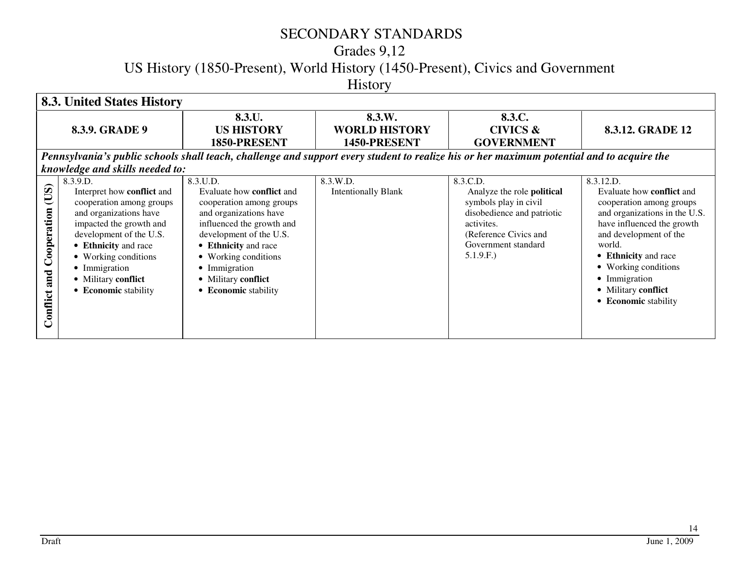# SECONDARY STANDARDS

## Grades 9,12

## US History (1850-Present), World History (1450-Present), Civics and Government

## History

| **8.3. United States History** | | | | | |
|---|---|---|---|---|---|
| | **8.3.9. GRADE 9** | **8.3.U. US HISTORY 1850-PRESENT** | **8.3.W. WORLD HISTORY 1450-PRESENT** | **8.3.C. CIVICS & GOVERNMENT** | **8.3.12. GRADE 12** |
| ***Pennsylvania's public schools shall teach, challenge and support every student to realize his or her maximum potential and to acquire the knowledge and skills needed to:*** | | | | | |
| **Conflict and Cooperation (US)** | 8.3.9.D. Interpret how **conflict** and cooperation among groups and organizations have impacted the growth and development of the U.S. <br>• **Ethnicity** and race <br>• Working conditions <br>• Immigration <br>• Military **conflict** <br>• **Economic** stability | 8.3.U.D. Evaluate how **conflict** and cooperation among groups and organizations have influenced the growth and development of the U.S. <br>• **Ethnicity** and race <br>• Working conditions <br>• Immigration <br>• Military **conflict** <br>• **Economic** stability | 8.3.W.D. Intentionally Blank | 8.3.C.D. Analyze the role **political** symbols play in civil disobedience and patriotic activites. (Reference Civics and Government standard 5.1.9.F.) | 8.3.12.D. Evaluate how **conflict** and cooperation among groups and organizations in the U.S. have influenced the growth and development of the world. <br>• **Ethnicity** and race <br>• Working conditions <br>• Immigration <br>• Military **conflict** <br>• **Economic** stability |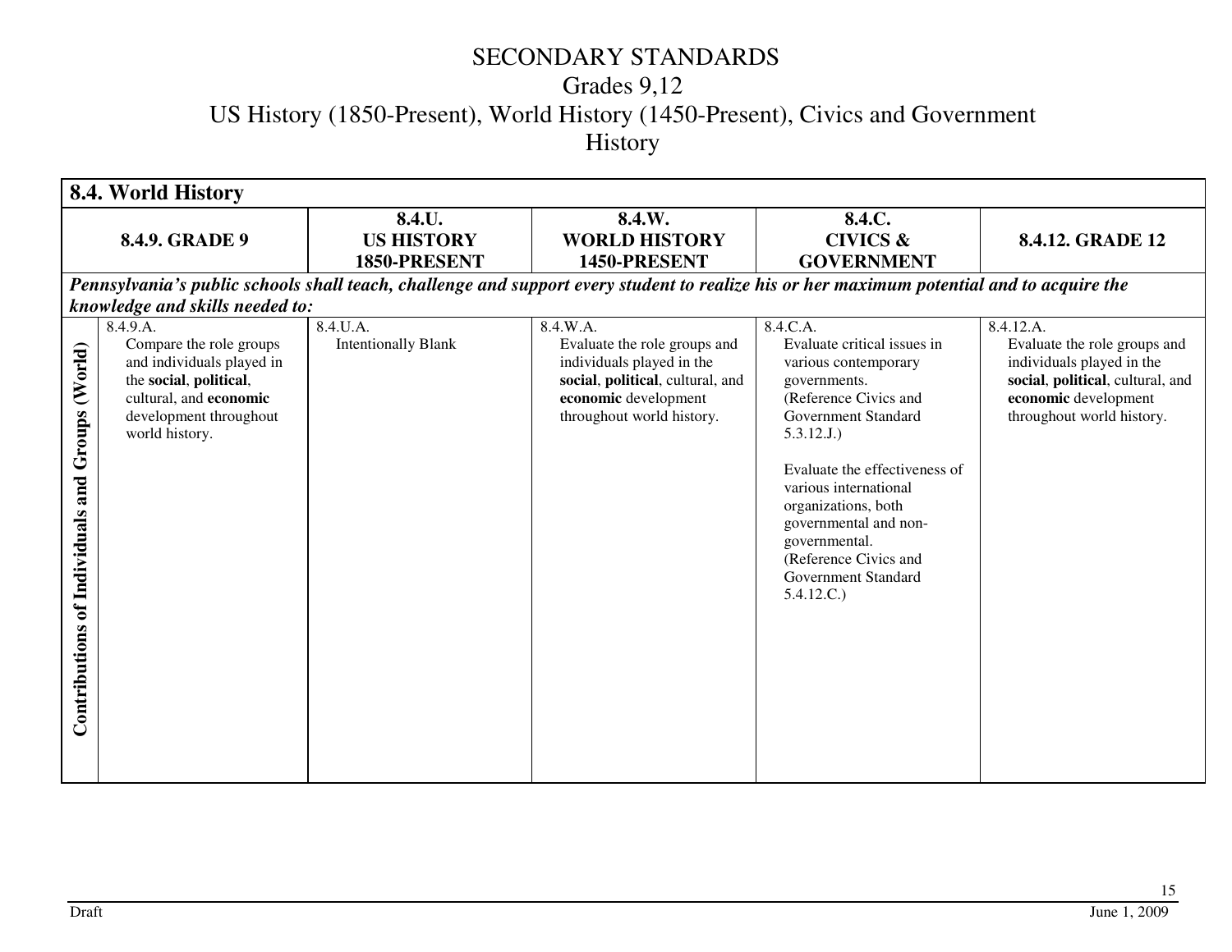# SECONDARY STANDARDS
## Grades 9,12
## US History (1850-Present), World History (1450-Present), Civics and Government
## History

| 8.4. World History | | | | | |
|---|---|---|---|---|---|
| | **8.4.9. GRADE 9** | **8.4.U. US HISTORY 1850-PRESENT** | **8.4.W. WORLD HISTORY 1450-PRESENT** | **8.4.C. CIVICS & GOVERNMENT** | **8.4.12. GRADE 12** |
| ***Pennsylvania's public schools shall teach, challenge and support every student to realize his or her maximum potential and to acquire the knowledge and skills needed to:*** | | | | | |
| **Contributions of Individuals and Groups (World)** | 8.4.9.A. Compare the role groups and individuals played in the **social**, **political**, cultural, and **economic** development throughout world history. | 8.4.U.A. Intentionally Blank | 8.4.W.A. Evaluate the role groups and individuals played in the **social**, **political**, cultural, and **economic** development throughout world history. | 8.4.C.A. Evaluate critical issues in various contemporary governments. (Reference Civics and Government Standard 5.3.12.J.)<br><br>Evaluate the effectiveness of various international organizations, both governmental and non-governmental. (Reference Civics and Government Standard 5.4.12.C.) | 8.4.12.A. Evaluate the role groups and individuals played in the **social**, **political**, cultural, and **economic** development throughout world history. |

Draft June 1, 2009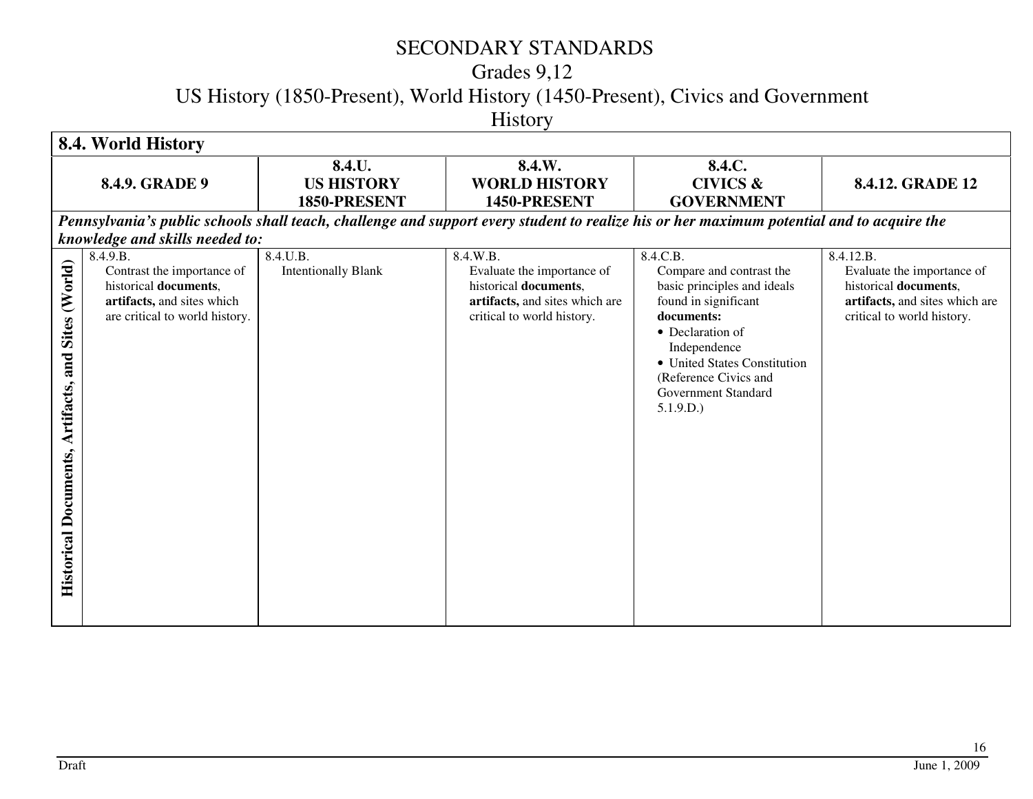# SECONDARY STANDARDS

## Grades 9,12

## US History (1850-Present), World History (1450-Present), Civics and Government

## History

| **8.4. World History** | | | | | |
|---|---|---|---|---|---|
| | **8.4.9. GRADE 9** | **8.4.U. US HISTORY 1850-PRESENT** | **8.4.W. WORLD HISTORY 1450-PRESENT** | **8.4.C. CIVICS & GOVERNMENT** | **8.4.12. GRADE 12** |
| ***Pennsylvania's public schools shall teach, challenge and support every student to realize his or her maximum potential and to acquire the knowledge and skills needed to:*** | | | | | |
| **Historical Documents, Artifacts, and Sites (World)** | 8.4.9.B. Contrast the importance of historical **documents**, **artifacts,** and sites which are critical to world history. | 8.4.U.B. Intentionally Blank | 8.4.W.B. Evaluate the importance of historical **documents**, **artifacts,** and sites which are critical to world history. | 8.4.C.B. Compare and contrast the basic principles and ideals found in significant **documents:** <br>• Declaration of Independence <br>• United States Constitution <br>(Reference Civics and Government Standard 5.1.9.D.) | 8.4.12.B. Evaluate the importance of historical **documents**, **artifacts,** and sites which are critical to world history. |

Draft — June 1, 2009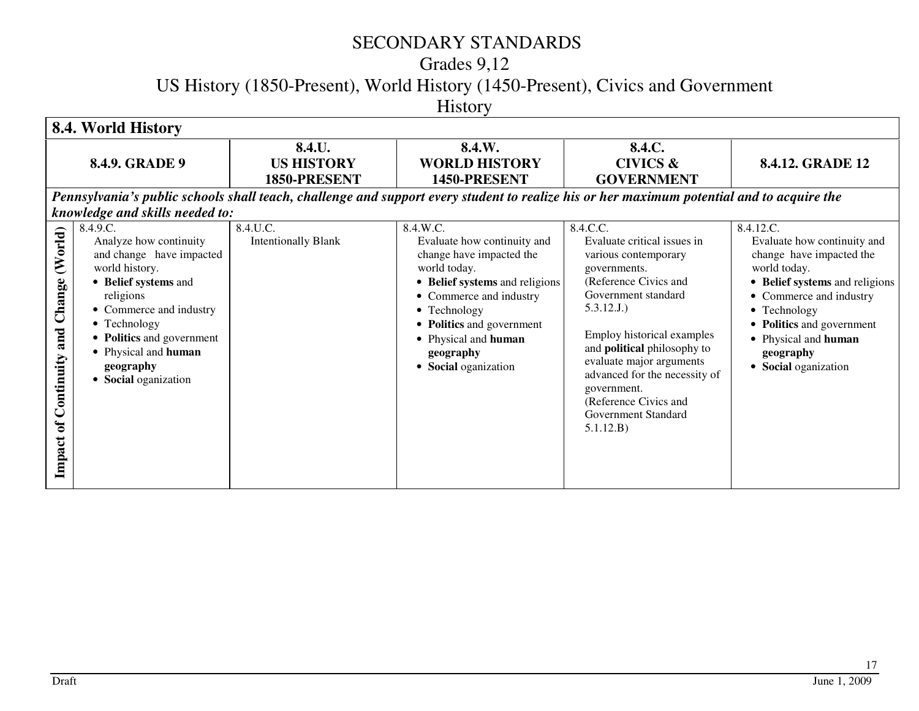# SECONDARY STANDARDS
## Grades 9,12
## US History (1850-Present), World History (1450-Present), Civics and Government
## History

| 8.4. World History | | | | | |
|---|---|---|---|---|---|
| | **8.4.9. GRADE 9** | **8.4.U. US HISTORY 1850-PRESENT** | **8.4.W. WORLD HISTORY 1450-PRESENT** | **8.4.C. CIVICS & GOVERNMENT** | **8.4.12. GRADE 12** |
| ***Pennsylvania's public schools shall teach, challenge and support every student to realize his or her maximum potential and to acquire the knowledge and skills needed to:*** | | | | | |
| **Impact of Continuity and Change (World)** | 8.4.9.C. Analyze how continuity and change have impacted world history. <br>• **Belief systems** and religions <br>• Commerce and industry <br>• Technology <br>• **Politics** and government <br>• Physical and **human geography** <br>• **Social** oganization | 8.4.U.C. Intentionally Blank | 8.4.W.C. Evaluate how continuity and change have impacted the world today. <br>• **Belief systems** and religions <br>• Commerce and industry <br>• Technology <br>• **Politics** and government <br>• Physical and **human geography** <br>• **Social** oganization | 8.4.C.C. Evaluate critical issues in various contemporary governments. (Reference Civics and Government standard 5.3.12.J.) <br><br>Employ historical examples and **political** philosophy to evaluate major arguments advanced for the necessity of government. (Reference Civics and Government Standard 5.1.12.B) | 8.4.12.C. Evaluate how continuity and change have impacted the world today. <br>• **Belief systems** and religions <br>• Commerce and industry <br>• Technology <br>• **Politics** and government <br>• Physical and **human geography** <br>• **Social** oganization |

Draft June 1, 2009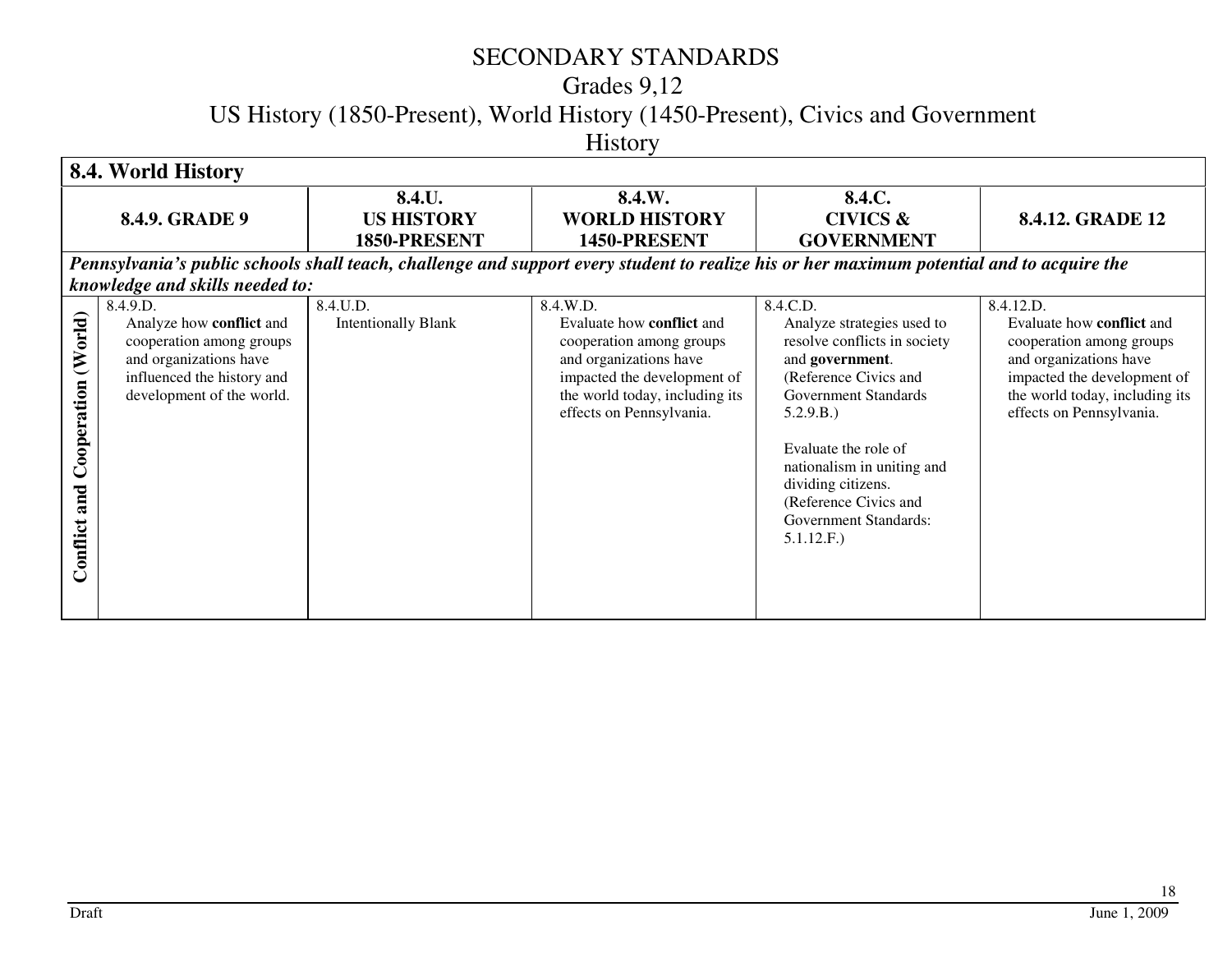# SECONDARY STANDARDS

## Grades 9,12

## US History (1850-Present), World History (1450-Present), Civics and Government

## History

| **8.4. World History** | | | | | |
|---|---|---|---|---|---|
| | **8.4.9. GRADE 9** | **8.4.U. US HISTORY 1850-PRESENT** | **8.4.W. WORLD HISTORY 1450-PRESENT** | **8.4.C. CIVICS & GOVERNMENT** | **8.4.12. GRADE 12** |
| ***Pennsylvania's public schools shall teach, challenge and support every student to realize his or her maximum potential and to acquire the knowledge and skills needed to:*** | | | | | |
| **Conflict and Cooperation (World)** | 8.4.9.D. Analyze how **conflict** and cooperation among groups and organizations have influenced the history and development of the world. | 8.4.U.D. Intentionally Blank | 8.4.W.D. Evaluate how **conflict** and cooperation among groups and organizations have impacted the development of the world today, including its effects on Pennsylvania. | 8.4.C.D. Analyze strategies used to resolve conflicts in society and **government**. (Reference Civics and Government Standards 5.2.9.B.)<br><br>Evaluate the role of nationalism in uniting and dividing citizens. (Reference Civics and Government Standards: 5.1.12.F.) | 8.4.12.D. Evaluate how **conflict** and cooperation among groups and organizations have impacted the development of the world today, including its effects on Pennsylvania. |

Draft

June 1, 2009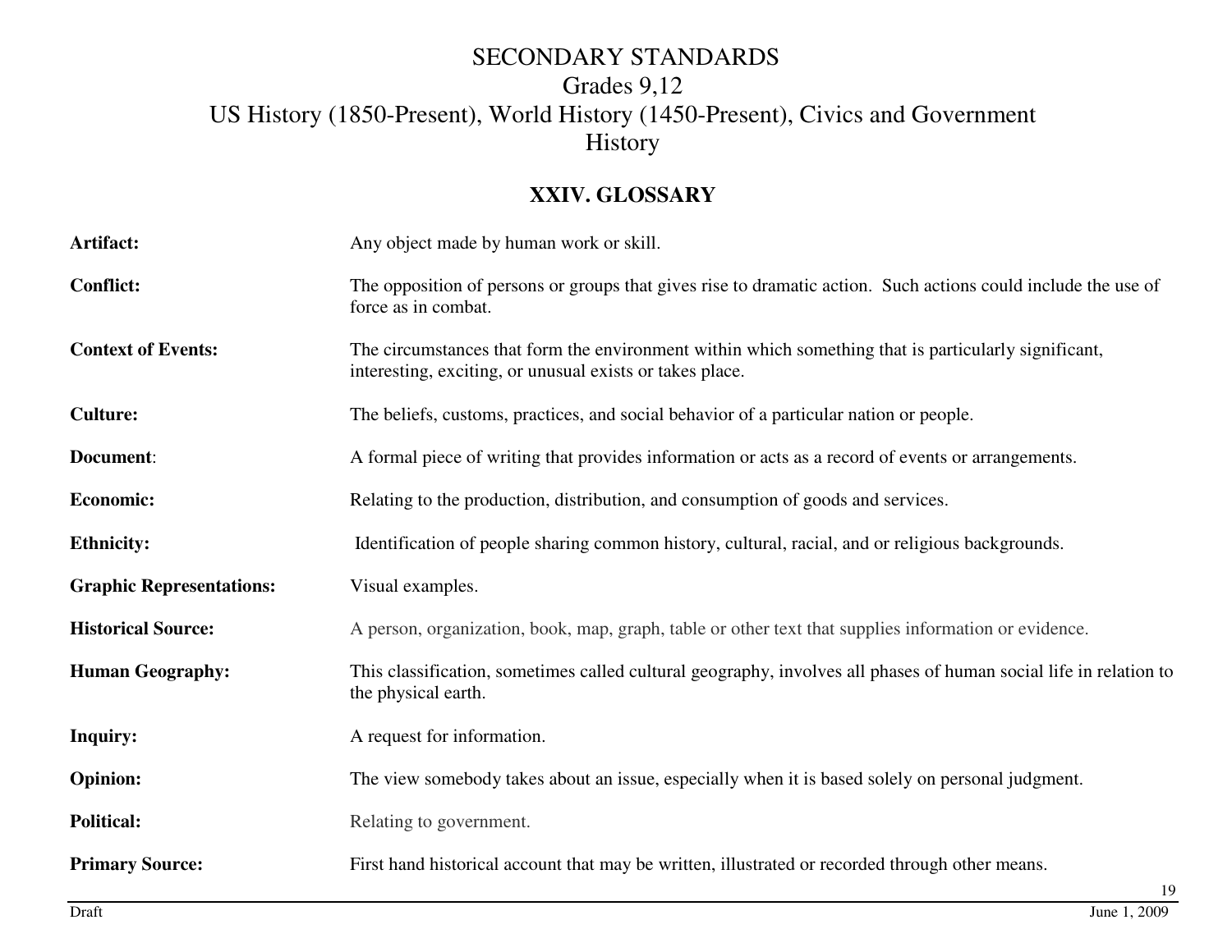# SECONDARY STANDARDS
## Grades 9,12
## US History (1850-Present), World History (1450-Present), Civics and Government
## History

### XXIV. GLOSSARY

**Artifact:** Any object made by human work or skill.

**Conflict:** The opposition of persons or groups that gives rise to dramatic action. Such actions could include the use of force as in combat.

**Context of Events:** The circumstances that form the environment within which something that is particularly significant, interesting, exciting, or unusual exists or takes place.

**Culture:** The beliefs, customs, practices, and social behavior of a particular nation or people.

**Document**: A formal piece of writing that provides information or acts as a record of events or arrangements.

**Economic:** Relating to the production, distribution, and consumption of goods and services.

**Ethnicity:** Identification of people sharing common history, cultural, racial, and or religious backgrounds.

**Graphic Representations:** Visual examples.

**Historical Source:** A person, organization, book, map, graph, table or other text that supplies information or evidence.

**Human Geography:** This classification, sometimes called cultural geography, involves all phases of human social life in relation to the physical earth.

**Inquiry:** A request for information.

**Opinion:** The view somebody takes about an issue, especially when it is based solely on personal judgment.

**Political:** Relating to government.

**Primary Source:** First hand historical account that may be written, illustrated or recorded through other means.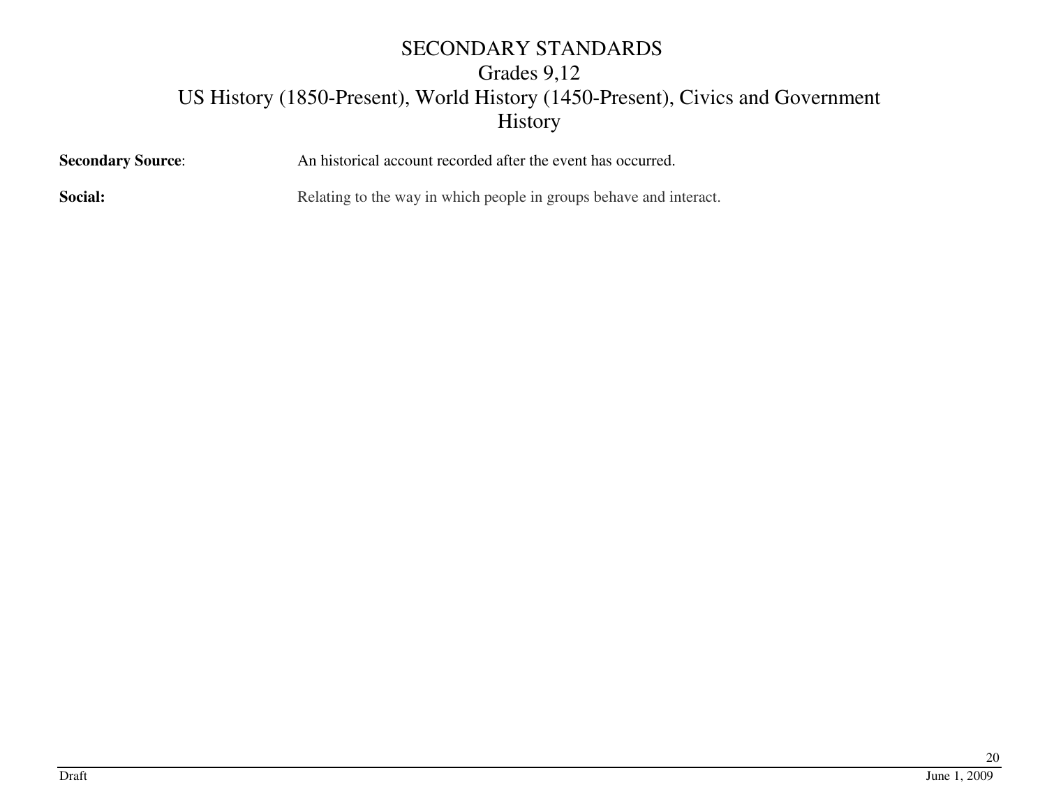# SECONDARY STANDARDS
## Grades 9,12
## US History (1850-Present), World History (1450-Present), Civics and Government
## History

| | |
|---|---|
| **Secondary Source**: | An historical account recorded after the event has occurred. |
| **Social:** | Relating to the way in which people in groups behave and interact. |